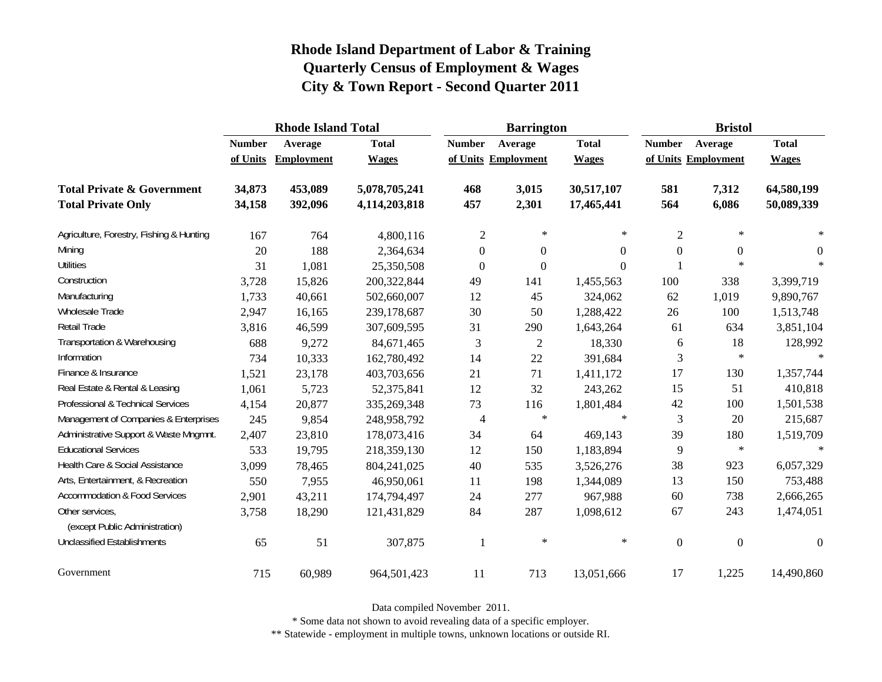# Rhode Island Department of Labor & Training
# Quarterly Census of Employment & Wages
# City & Town Report - Second Quarter 2011

| | Rhode Island Total | | | Barrington | | | Bristol | | |
|---|---|---|---|---|---|---|---|---|---|
| | Number of Units | Average Employment | Total Wages | Number of Units | Average Employment | Total Wages | Number of Units | Average Employment | Total Wages |
| **Total Private & Government** | **34,873** | **453,089** | **5,078,705,241** | **468** | **3,015** | **30,517,107** | **581** | **7,312** | **64,580,199** |
| **Total Private Only** | **34,158** | **392,096** | **4,114,203,818** | **457** | **2,301** | **17,465,441** | **564** | **6,086** | **50,089,339** |
| Agriculture, Forestry, Fishing & Hunting | 167 | 764 | 4,800,116 | 2 | * | * | 2 | * | * |
| Mining | 20 | 188 | 2,364,634 | 0 | 0 | 0 | 0 | 0 | 0 |
| Utilities | 31 | 1,081 | 25,350,508 | 0 | 0 | 0 | 1 | * | * |
| Construction | 3,728 | 15,826 | 200,322,844 | 49 | 141 | 1,455,563 | 100 | 338 | 3,399,719 |
| Manufacturing | 1,733 | 40,661 | 502,660,007 | 12 | 45 | 324,062 | 62 | 1,019 | 9,890,767 |
| Wholesale Trade | 2,947 | 16,165 | 239,178,687 | 30 | 50 | 1,288,422 | 26 | 100 | 1,513,748 |
| Retail Trade | 3,816 | 46,599 | 307,609,595 | 31 | 290 | 1,643,264 | 61 | 634 | 3,851,104 |
| Transportation & Warehousing | 688 | 9,272 | 84,671,465 | 3 | 2 | 18,330 | 6 | 18 | 128,992 |
| Information | 734 | 10,333 | 162,780,492 | 14 | 22 | 391,684 | 3 | * | * |
| Finance & Insurance | 1,521 | 23,178 | 403,703,656 | 21 | 71 | 1,411,172 | 17 | 130 | 1,357,744 |
| Real Estate & Rental & Leasing | 1,061 | 5,723 | 52,375,841 | 12 | 32 | 243,262 | 15 | 51 | 410,818 |
| Professional & Technical Services | 4,154 | 20,877 | 335,269,348 | 73 | 116 | 1,801,484 | 42 | 100 | 1,501,538 |
| Management of Companies & Enterprises | 245 | 9,854 | 248,958,792 | 4 | * | * | 3 | 20 | 215,687 |
| Administrative Support & Waste Mngmnt. | 2,407 | 23,810 | 178,073,416 | 34 | 64 | 469,143 | 39 | 180 | 1,519,709 |
| Educational Services | 533 | 19,795 | 218,359,130 | 12 | 150 | 1,183,894 | 9 | * | * |
| Health Care & Social Assistance | 3,099 | 78,465 | 804,241,025 | 40 | 535 | 3,526,276 | 38 | 923 | 6,057,329 |
| Arts, Entertainment, & Recreation | 550 | 7,955 | 46,950,061 | 11 | 198 | 1,344,089 | 13 | 150 | 753,488 |
| Accommodation & Food Services | 2,901 | 43,211 | 174,794,497 | 24 | 277 | 967,988 | 60 | 738 | 2,666,265 |
| Other services, (except Public Administration) | 3,758 | 18,290 | 121,431,829 | 84 | 287 | 1,098,612 | 67 | 243 | 1,474,051 |
| Unclassified Establishments | 65 | 51 | 307,875 | 1 | * | * | 0 | 0 | 0 |
| Government | 715 | 60,989 | 964,501,423 | 11 | 713 | 13,051,666 | 17 | 1,225 | 14,490,860 |

Data compiled November 2011.

* Some data not shown to avoid revealing data of a specific employer.

** Statewide - employment in multiple towns, unknown locations or outside RI.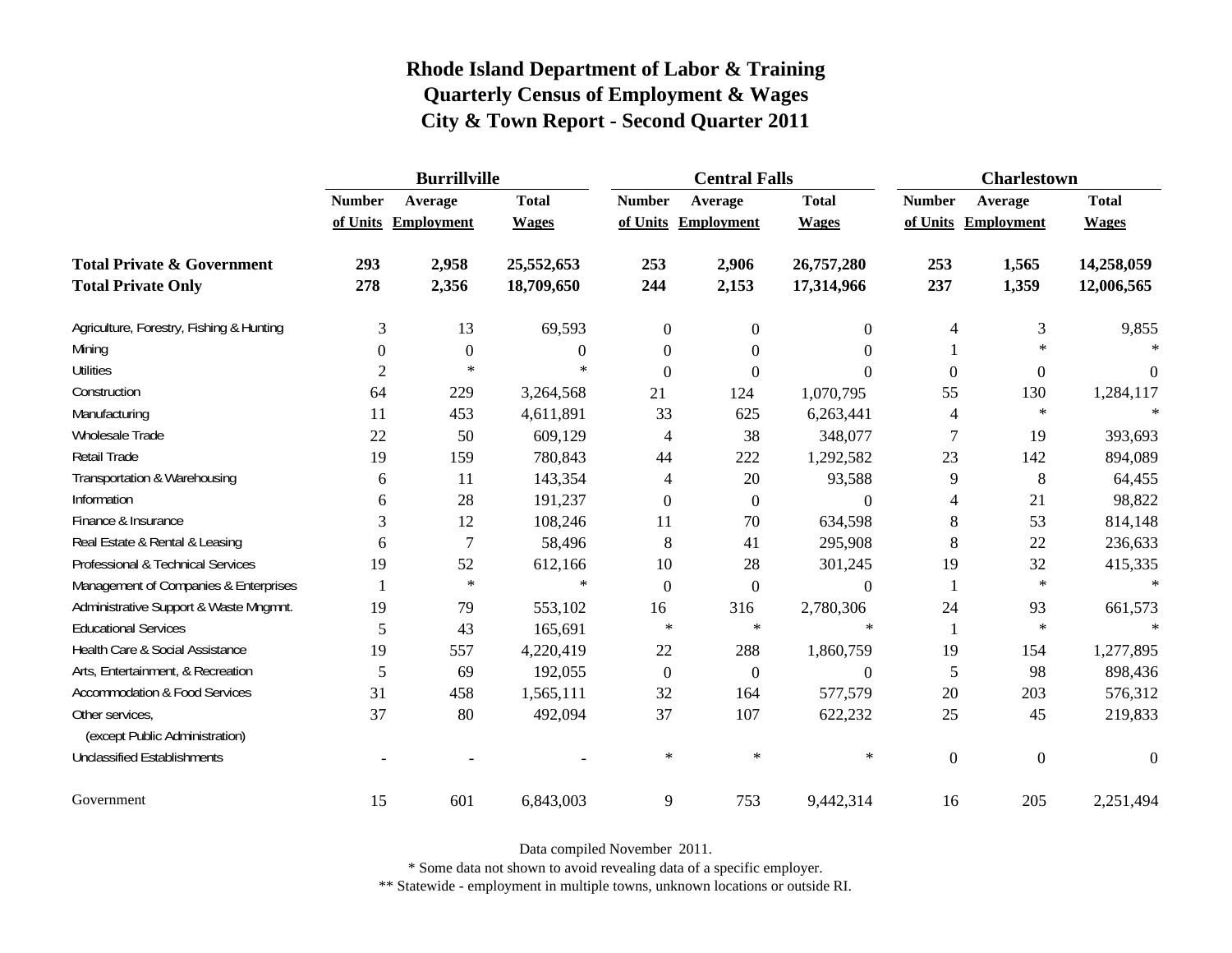# Rhode Island Department of Labor & Training
## Quarterly Census of Employment & Wages
## City & Town Report - Second Quarter 2011

| | Burrillville | | | Central Falls | | | Charlestown | | |
|---|---|---|---|---|---|---|---|---|---|
| | Number of Units | Average Employment | Total Wages | Number of Units | Average Employment | Total Wages | Number of Units | Average Employment | Total Wages |
| **Total Private & Government** | **293** | **2,958** | **25,552,653** | **253** | **2,906** | **26,757,280** | **253** | **1,565** | **14,258,059** |
| **Total Private Only** | **278** | **2,356** | **18,709,650** | **244** | **2,153** | **17,314,966** | **237** | **1,359** | **12,006,565** |
| Agriculture, Forestry, Fishing & Hunting | 3 | 13 | 69,593 | 0 | 0 | 0 | 4 | 3 | 9,855 |
| Mining | 0 | 0 | 0 | 0 | 0 | 0 | 1 | * | * |
| Utilities | 2 | * | * | 0 | 0 | 0 | 0 | 0 | 0 |
| Construction | 64 | 229 | 3,264,568 | 21 | 124 | 1,070,795 | 55 | 130 | 1,284,117 |
| Manufacturing | 11 | 453 | 4,611,891 | 33 | 625 | 6,263,441 | 4 | * | * |
| Wholesale Trade | 22 | 50 | 609,129 | 4 | 38 | 348,077 | 7 | 19 | 393,693 |
| Retail Trade | 19 | 159 | 780,843 | 44 | 222 | 1,292,582 | 23 | 142 | 894,089 |
| Transportation & Warehousing | 6 | 11 | 143,354 | 4 | 20 | 93,588 | 9 | 8 | 64,455 |
| Information | 6 | 28 | 191,237 | 0 | 0 | 0 | 4 | 21 | 98,822 |
| Finance & Insurance | 3 | 12 | 108,246 | 11 | 70 | 634,598 | 8 | 53 | 814,148 |
| Real Estate & Rental & Leasing | 6 | 7 | 58,496 | 8 | 41 | 295,908 | 8 | 22 | 236,633 |
| Professional & Technical Services | 19 | 52 | 612,166 | 10 | 28 | 301,245 | 19 | 32 | 415,335 |
| Management of Companies & Enterprises | 1 | * | * | 0 | 0 | 0 | 1 | * | * |
| Administrative Support & Waste Mngmnt. | 19 | 79 | 553,102 | 16 | 316 | 2,780,306 | 24 | 93 | 661,573 |
| Educational Services | 5 | 43 | 165,691 | * | * | * | 1 | * | * |
| Health Care & Social Assistance | 19 | 557 | 4,220,419 | 22 | 288 | 1,860,759 | 19 | 154 | 1,277,895 |
| Arts, Entertainment, & Recreation | 5 | 69 | 192,055 | 0 | 0 | 0 | 5 | 98 | 898,436 |
| Accommodation & Food Services | 31 | 458 | 1,565,111 | 32 | 164 | 577,579 | 20 | 203 | 576,312 |
| Other services, (except Public Administration) | 37 | 80 | 492,094 | 37 | 107 | 622,232 | 25 | 45 | 219,833 |
| Unclassified Establishments | - | - | - | * | * | * | 0 | 0 | 0 |
| Government | 15 | 601 | 6,843,003 | 9 | 753 | 9,442,314 | 16 | 205 | 2,251,494 |

Data compiled November 2011.

* Some data not shown to avoid revealing data of a specific employer.

** Statewide - employment in multiple towns, unknown locations or outside RI.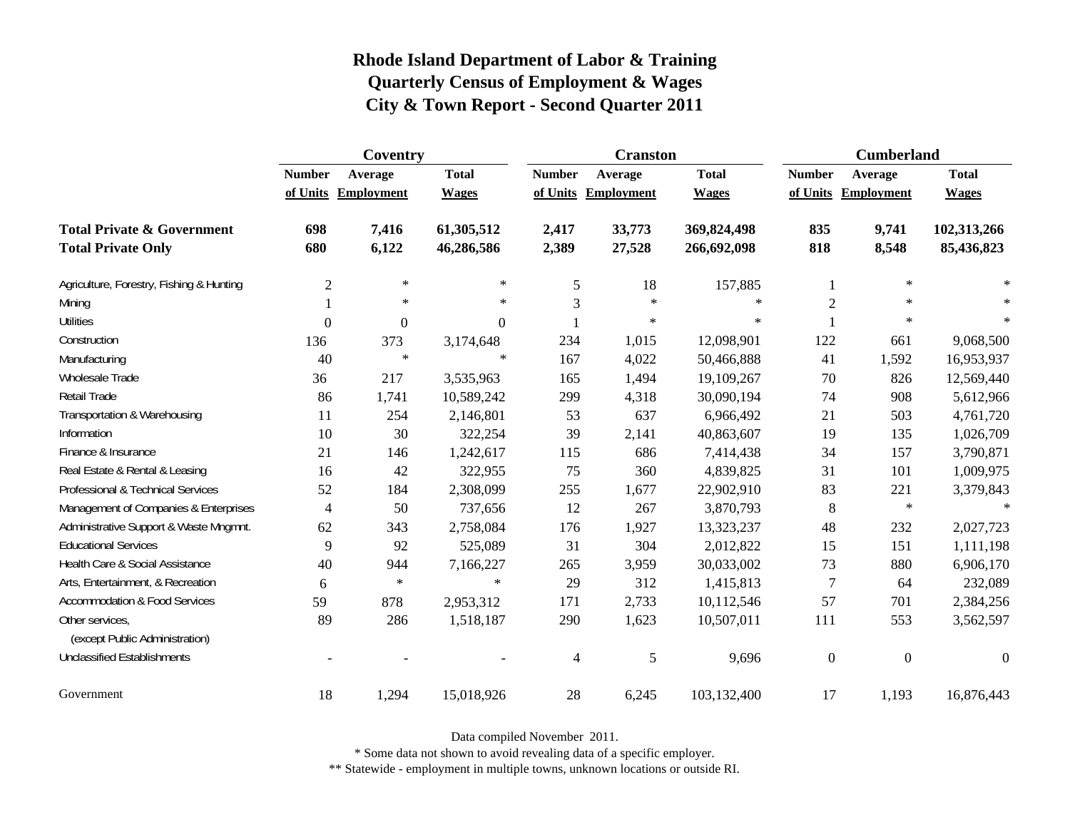# Rhode Island Department of Labor & Training
## Quarterly Census of Employment & Wages
## City & Town Report - Second Quarter 2011

| | Coventry | | | Cranston | | | Cumberland | | |
|---|---|---|---|---|---|---|---|---|---|
| | Number of Units | Average Employment | Total Wages | Number of Units | Average Employment | Total Wages | Number of Units | Average Employment | Total Wages |
| **Total Private & Government** | **698** | **7,416** | **61,305,512** | **2,417** | **33,773** | **369,824,498** | **835** | **9,741** | **102,313,266** |
| **Total Private Only** | **680** | **6,122** | **46,286,586** | **2,389** | **27,528** | **266,692,098** | **818** | **8,548** | **85,436,823** |
| Agriculture, Forestry, Fishing & Hunting | 2 | * | * | 5 | 18 | 157,885 | 1 | * | * |
| Mining | 1 | * | * | 3 | * | * | 2 | * | * |
| Utilities | 0 | 0 | 0 | 1 | * | * | 1 | * | * |
| Construction | 136 | 373 | 3,174,648 | 234 | 1,015 | 12,098,901 | 122 | 661 | 9,068,500 |
| Manufacturing | 40 | * | * | 167 | 4,022 | 50,466,888 | 41 | 1,592 | 16,953,937 |
| Wholesale Trade | 36 | 217 | 3,535,963 | 165 | 1,494 | 19,109,267 | 70 | 826 | 12,569,440 |
| Retail Trade | 86 | 1,741 | 10,589,242 | 299 | 4,318 | 30,090,194 | 74 | 908 | 5,612,966 |
| Transportation & Warehousing | 11 | 254 | 2,146,801 | 53 | 637 | 6,966,492 | 21 | 503 | 4,761,720 |
| Information | 10 | 30 | 322,254 | 39 | 2,141 | 40,863,607 | 19 | 135 | 1,026,709 |
| Finance & Insurance | 21 | 146 | 1,242,617 | 115 | 686 | 7,414,438 | 34 | 157 | 3,790,871 |
| Real Estate & Rental & Leasing | 16 | 42 | 322,955 | 75 | 360 | 4,839,825 | 31 | 101 | 1,009,975 |
| Professional & Technical Services | 52 | 184 | 2,308,099 | 255 | 1,677 | 22,902,910 | 83 | 221 | 3,379,843 |
| Management of Companies & Enterprises | 4 | 50 | 737,656 | 12 | 267 | 3,870,793 | 8 | * | * |
| Administrative Support & Waste Mngmnt. | 62 | 343 | 2,758,084 | 176 | 1,927 | 13,323,237 | 48 | 232 | 2,027,723 |
| Educational Services | 9 | 92 | 525,089 | 31 | 304 | 2,012,822 | 15 | 151 | 1,111,198 |
| Health Care & Social Assistance | 40 | 944 | 7,166,227 | 265 | 3,959 | 30,033,002 | 73 | 880 | 6,906,170 |
| Arts, Entertainment, & Recreation | 6 | * | * | 29 | 312 | 1,415,813 | 7 | 64 | 232,089 |
| Accommodation & Food Services | 59 | 878 | 2,953,312 | 171 | 2,733 | 10,112,546 | 57 | 701 | 2,384,256 |
| Other services, (except Public Administration) | 89 | 286 | 1,518,187 | 290 | 1,623 | 10,507,011 | 111 | 553 | 3,562,597 |
| Unclassified Establishments | - | - | - | 4 | 5 | 9,696 | 0 | 0 | 0 |
| Government | 18 | 1,294 | 15,018,926 | 28 | 6,245 | 103,132,400 | 17 | 1,193 | 16,876,443 |

Data compiled November 2011.

* Some data not shown to avoid revealing data of a specific employer.

** Statewide - employment in multiple towns, unknown locations or outside RI.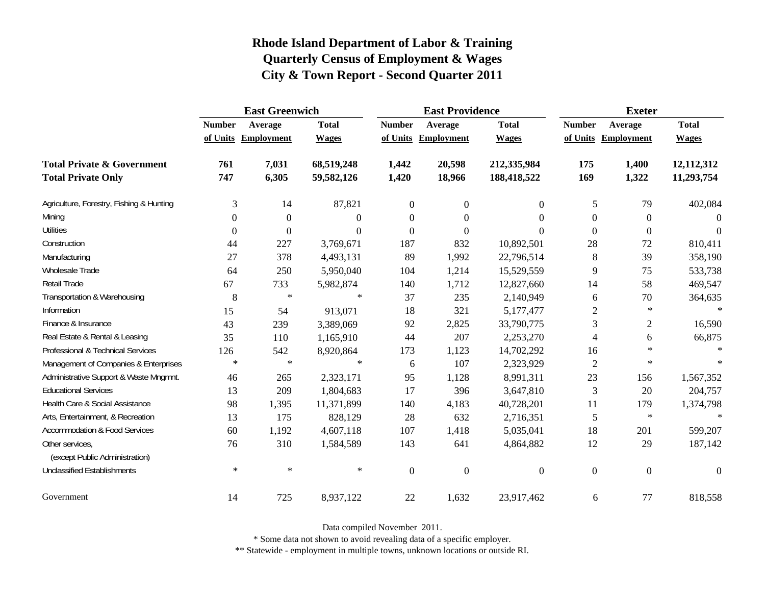# Rhode Island Department of Labor & Training
## Quarterly Census of Employment & Wages
## City & Town Report - Second Quarter 2011

| | East Greenwich | | | East Providence | | | Exeter | | |
|---|---|---|---|---|---|---|---|---|---|
| | Number of Units | Average Employment | Total Wages | Number of Units | Average Employment | Total Wages | Number of Units | Average Employment | Total Wages |
| **Total Private & Government** | **761** | **7,031** | **68,519,248** | **1,442** | **20,598** | **212,335,984** | **175** | **1,400** | **12,112,312** |
| **Total Private Only** | **747** | **6,305** | **59,582,126** | **1,420** | **18,966** | **188,418,522** | **169** | **1,322** | **11,293,754** |
| Agriculture, Forestry, Fishing & Hunting | 3 | 14 | 87,821 | 0 | 0 | 0 | 5 | 79 | 402,084 |
| Mining | 0 | 0 | 0 | 0 | 0 | 0 | 0 | 0 | 0 |
| Utilities | 0 | 0 | 0 | 0 | 0 | 0 | 0 | 0 | 0 |
| Construction | 44 | 227 | 3,769,671 | 187 | 832 | 10,892,501 | 28 | 72 | 810,411 |
| Manufacturing | 27 | 378 | 4,493,131 | 89 | 1,992 | 22,796,514 | 8 | 39 | 358,190 |
| Wholesale Trade | 64 | 250 | 5,950,040 | 104 | 1,214 | 15,529,559 | 9 | 75 | 533,738 |
| Retail Trade | 67 | 733 | 5,982,874 | 140 | 1,712 | 12,827,660 | 14 | 58 | 469,547 |
| Transportation & Warehousing | 8 | * | * | 37 | 235 | 2,140,949 | 6 | 70 | 364,635 |
| Information | 15 | 54 | 913,071 | 18 | 321 | 5,177,477 | 2 | * | * |
| Finance & Insurance | 43 | 239 | 3,389,069 | 92 | 2,825 | 33,790,775 | 3 | 2 | 16,590 |
| Real Estate & Rental & Leasing | 35 | 110 | 1,165,910 | 44 | 207 | 2,253,270 | 4 | 6 | 66,875 |
| Professional & Technical Services | 126 | 542 | 8,920,864 | 173 | 1,123 | 14,702,292 | 16 | * | * |
| Management of Companies & Enterprises | * | * | * | 6 | 107 | 2,323,929 | 2 | * | * |
| Administrative Support & Waste Mngmnt. | 46 | 265 | 2,323,171 | 95 | 1,128 | 8,991,311 | 23 | 156 | 1,567,352 |
| Educational Services | 13 | 209 | 1,804,683 | 17 | 396 | 3,647,810 | 3 | 20 | 204,757 |
| Health Care & Social Assistance | 98 | 1,395 | 11,371,899 | 140 | 4,183 | 40,728,201 | 11 | 179 | 1,374,798 |
| Arts, Entertainment, & Recreation | 13 | 175 | 828,129 | 28 | 632 | 2,716,351 | 5 | * | * |
| Accommodation & Food Services | 60 | 1,192 | 4,607,118 | 107 | 1,418 | 5,035,041 | 18 | 201 | 599,207 |
| Other services, (except Public Administration) | 76 | 310 | 1,584,589 | 143 | 641 | 4,864,882 | 12 | 29 | 187,142 |
| Unclassified Establishments | * | * | * | 0 | 0 | 0 | 0 | 0 | 0 |
| Government | 14 | 725 | 8,937,122 | 22 | 1,632 | 23,917,462 | 6 | 77 | 818,558 |

Data compiled November 2011.

* Some data not shown to avoid revealing data of a specific employer.

** Statewide - employment in multiple towns, unknown locations or outside RI.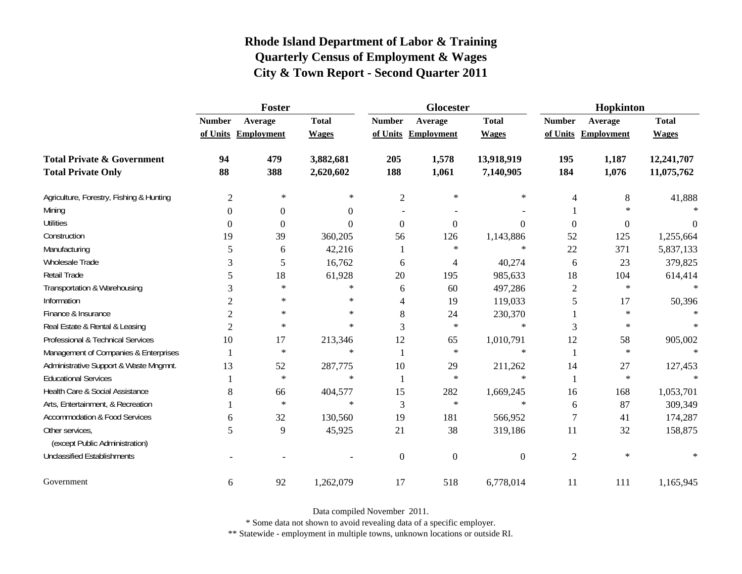# Rhode Island Department of Labor & Training
## Quarterly Census of Employment & Wages
## City & Town Report - Second Quarter 2011

| | Foster | | | Glocester | | | Hopkinton | | |
|---|---|---|---|---|---|---|---|---|---|
| | Number of Units | Average Employment | Total Wages | Number of Units | Average Employment | Total Wages | Number of Units | Average Employment | Total Wages |
| **Total Private & Government** | **94** | **479** | **3,882,681** | **205** | **1,578** | **13,918,919** | **195** | **1,187** | **12,241,707** |
| **Total Private Only** | **88** | **388** | **2,620,602** | **188** | **1,061** | **7,140,905** | **184** | **1,076** | **11,075,762** |
| Agriculture, Forestry, Fishing & Hunting | 2 | * | * | 2 | * | * | 4 | 8 | 41,888 |
| Mining | 0 | 0 | 0 | - | - | - | 1 | * | * |
| Utilities | 0 | 0 | 0 | 0 | 0 | 0 | 0 | 0 | 0 |
| Construction | 19 | 39 | 360,205 | 56 | 126 | 1,143,886 | 52 | 125 | 1,255,664 |
| Manufacturing | 5 | 6 | 42,216 | 1 | * | * | 22 | 371 | 5,837,133 |
| Wholesale Trade | 3 | 5 | 16,762 | 6 | 4 | 40,274 | 6 | 23 | 379,825 |
| Retail Trade | 5 | 18 | 61,928 | 20 | 195 | 985,633 | 18 | 104 | 614,414 |
| Transportation & Warehousing | 3 | * | * | 6 | 60 | 497,286 | 2 | * | * |
| Information | 2 | * | * | 4 | 19 | 119,033 | 5 | 17 | 50,396 |
| Finance & Insurance | 2 | * | * | 8 | 24 | 230,370 | 1 | * | * |
| Real Estate & Rental & Leasing | 2 | * | * | 3 | * | * | 3 | * | * |
| Professional & Technical Services | 10 | 17 | 213,346 | 12 | 65 | 1,010,791 | 12 | 58 | 905,002 |
| Management of Companies & Enterprises | 1 | * | * | 1 | * | * | 1 | * | * |
| Administrative Support & Waste Mngmnt. | 13 | 52 | 287,775 | 10 | 29 | 211,262 | 14 | 27 | 127,453 |
| Educational Services | 1 | * | * | 1 | * | * | 1 | * | * |
| Health Care & Social Assistance | 8 | 66 | 404,577 | 15 | 282 | 1,669,245 | 16 | 168 | 1,053,701 |
| Arts, Entertainment, & Recreation | 1 | * | * | 3 | * | * | 6 | 87 | 309,349 |
| Accommodation & Food Services | 6 | 32 | 130,560 | 19 | 181 | 566,952 | 7 | 41 | 174,287 |
| Other services, (except Public Administration) | 5 | 9 | 45,925 | 21 | 38 | 319,186 | 11 | 32 | 158,875 |
| Unclassified Establishments | - | - | - | 0 | 0 | 0 | 2 | * | * |
| Government | 6 | 92 | 1,262,079 | 17 | 518 | 6,778,014 | 11 | 111 | 1,165,945 |

Data compiled November 2011.

* Some data not shown to avoid revealing data of a specific employer.

** Statewide - employment in multiple towns, unknown locations or outside RI.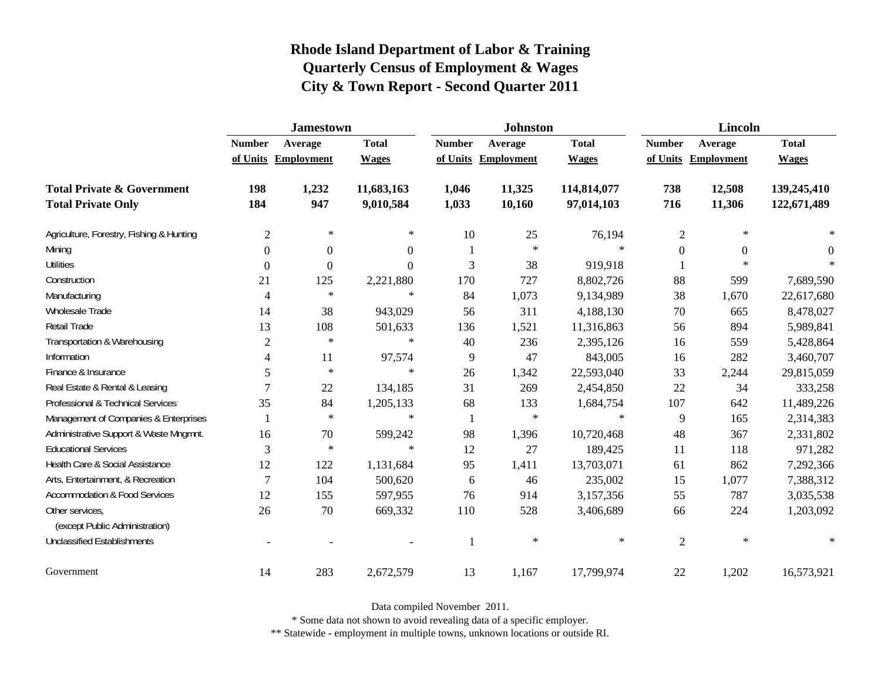# Rhode Island Department of Labor & Training
## Quarterly Census of Employment & Wages
## City & Town Report - Second Quarter 2011

| | Jamestown | | | Johnston | | | Lincoln | | |
|---|---|---|---|---|---|---|---|---|---|
| | Number of Units | Average Employment | Total Wages | Number of Units | Average Employment | Total Wages | Number of Units | Average Employment | Total Wages |
| **Total Private & Government** | **198** | **1,232** | **11,683,163** | **1,046** | **11,325** | **114,814,077** | **738** | **12,508** | **139,245,410** |
| **Total Private Only** | **184** | **947** | **9,010,584** | **1,033** | **10,160** | **97,014,103** | **716** | **11,306** | **122,671,489** |
| Agriculture, Forestry, Fishing & Hunting | 2 | * | * | 10 | 25 | 76,194 | 2 | * | * |
| Mining | 0 | 0 | 0 | 1 | * | * | 0 | 0 | 0 |
| Utilities | 0 | 0 | 0 | 3 | 38 | 919,918 | 1 | * | * |
| Construction | 21 | 125 | 2,221,880 | 170 | 727 | 8,802,726 | 88 | 599 | 7,689,590 |
| Manufacturing | 4 | * | * | 84 | 1,073 | 9,134,989 | 38 | 1,670 | 22,617,680 |
| Wholesale Trade | 14 | 38 | 943,029 | 56 | 311 | 4,188,130 | 70 | 665 | 8,478,027 |
| Retail Trade | 13 | 108 | 501,633 | 136 | 1,521 | 11,316,863 | 56 | 894 | 5,989,841 |
| Transportation & Warehousing | 2 | * | * | 40 | 236 | 2,395,126 | 16 | 559 | 5,428,864 |
| Information | 4 | 11 | 97,574 | 9 | 47 | 843,005 | 16 | 282 | 3,460,707 |
| Finance & Insurance | 5 | * | * | 26 | 1,342 | 22,593,040 | 33 | 2,244 | 29,815,059 |
| Real Estate & Rental & Leasing | 7 | 22 | 134,185 | 31 | 269 | 2,454,850 | 22 | 34 | 333,258 |
| Professional & Technical Services | 35 | 84 | 1,205,133 | 68 | 133 | 1,684,754 | 107 | 642 | 11,489,226 |
| Management of Companies & Enterprises | 1 | * | * | 1 | * | * | 9 | 165 | 2,314,383 |
| Administrative Support & Waste Mngmnt. | 16 | 70 | 599,242 | 98 | 1,396 | 10,720,468 | 48 | 367 | 2,331,802 |
| Educational Services | 3 | * | * | 12 | 27 | 189,425 | 11 | 118 | 971,282 |
| Health Care & Social Assistance | 12 | 122 | 1,131,684 | 95 | 1,411 | 13,703,071 | 61 | 862 | 7,292,366 |
| Arts, Entertainment, & Recreation | 7 | 104 | 500,620 | 6 | 46 | 235,002 | 15 | 1,077 | 7,388,312 |
| Accommodation & Food Services | 12 | 155 | 597,955 | 76 | 914 | 3,157,356 | 55 | 787 | 3,035,538 |
| Other services, (except Public Administration) | 26 | 70 | 669,332 | 110 | 528 | 3,406,689 | 66 | 224 | 1,203,092 |
| Unclassified Establishments | - | - | - | 1 | * | * | 2 | * | * |
| Government | 14 | 283 | 2,672,579 | 13 | 1,167 | 17,799,974 | 22 | 1,202 | 16,573,921 |

Data compiled November 2011.

* Some data not shown to avoid revealing data of a specific employer.

** Statewide - employment in multiple towns, unknown locations or outside RI.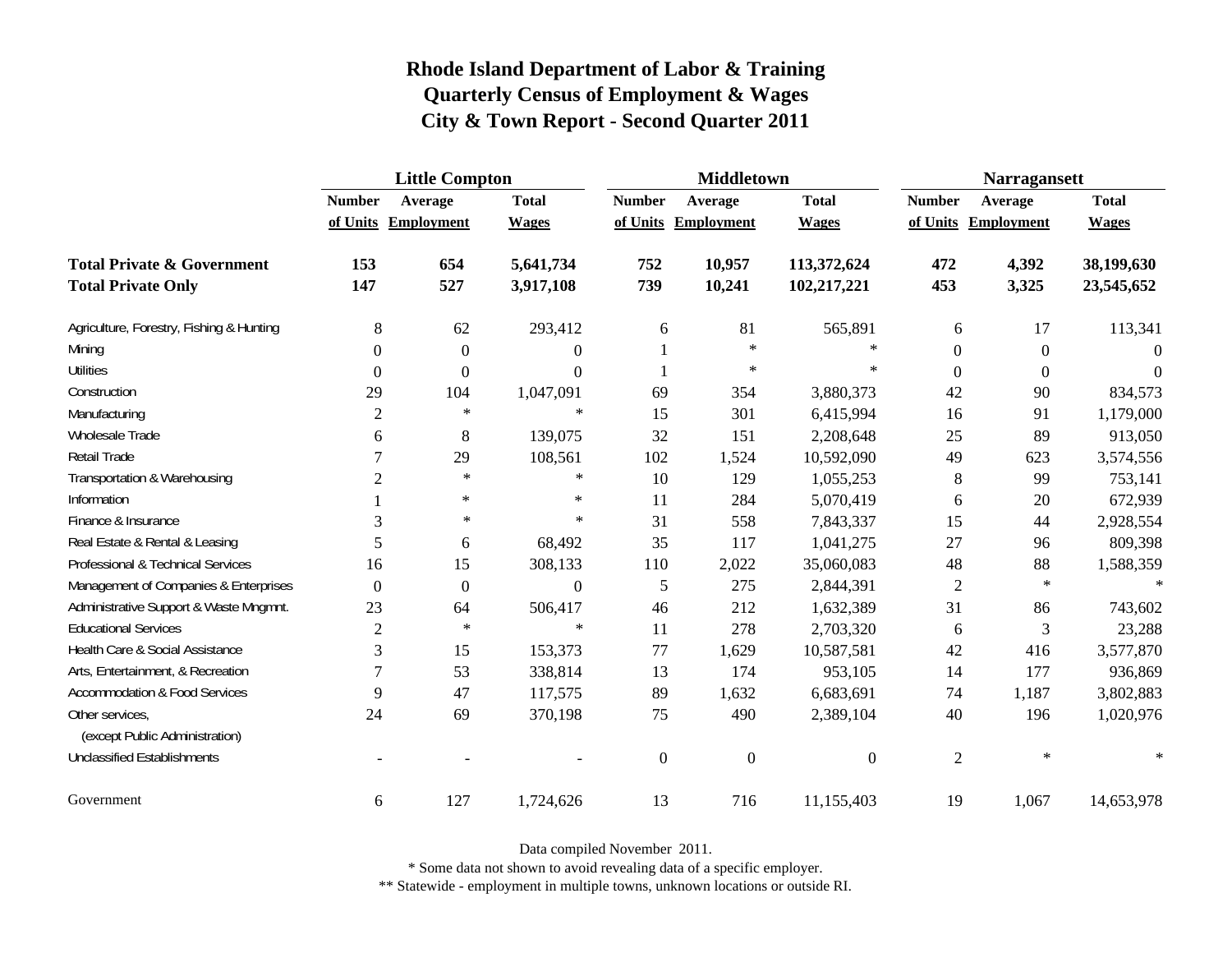# Rhode Island Department of Labor & Training
## Quarterly Census of Employment & Wages
## City & Town Report - Second Quarter 2011

| | Little Compton | | | Middletown | | | Narragansett | | |
|---|---|---|---|---|---|---|---|---|---|
| | Number of Units | Average Employment | Total Wages | Number of Units | Average Employment | Total Wages | Number of Units | Average Employment | Total Wages |
| **Total Private & Government** | **153** | **654** | **5,641,734** | **752** | **10,957** | **113,372,624** | **472** | **4,392** | **38,199,630** |
| **Total Private Only** | **147** | **527** | **3,917,108** | **739** | **10,241** | **102,217,221** | **453** | **3,325** | **23,545,652** |
| Agriculture, Forestry, Fishing & Hunting | 8 | 62 | 293,412 | 6 | 81 | 565,891 | 6 | 17 | 113,341 |
| Mining | 0 | 0 | 0 | 1 | * | * | 0 | 0 | 0 |
| Utilities | 0 | 0 | 0 | 1 | * | * | 0 | 0 | 0 |
| Construction | 29 | 104 | 1,047,091 | 69 | 354 | 3,880,373 | 42 | 90 | 834,573 |
| Manufacturing | 2 | * | * | 15 | 301 | 6,415,994 | 16 | 91 | 1,179,000 |
| Wholesale Trade | 6 | 8 | 139,075 | 32 | 151 | 2,208,648 | 25 | 89 | 913,050 |
| Retail Trade | 7 | 29 | 108,561 | 102 | 1,524 | 10,592,090 | 49 | 623 | 3,574,556 |
| Transportation & Warehousing | 2 | * | * | 10 | 129 | 1,055,253 | 8 | 99 | 753,141 |
| Information | 1 | * | * | 11 | 284 | 5,070,419 | 6 | 20 | 672,939 |
| Finance & Insurance | 3 | * | * | 31 | 558 | 7,843,337 | 15 | 44 | 2,928,554 |
| Real Estate & Rental & Leasing | 5 | 6 | 68,492 | 35 | 117 | 1,041,275 | 27 | 96 | 809,398 |
| Professional & Technical Services | 16 | 15 | 308,133 | 110 | 2,022 | 35,060,083 | 48 | 88 | 1,588,359 |
| Management of Companies & Enterprises | 0 | 0 | 0 | 5 | 275 | 2,844,391 | 2 | * | * |
| Administrative Support & Waste Mngmnt. | 23 | 64 | 506,417 | 46 | 212 | 1,632,389 | 31 | 86 | 743,602 |
| Educational Services | 2 | * | * | 11 | 278 | 2,703,320 | 6 | 3 | 23,288 |
| Health Care & Social Assistance | 3 | 15 | 153,373 | 77 | 1,629 | 10,587,581 | 42 | 416 | 3,577,870 |
| Arts, Entertainment, & Recreation | 7 | 53 | 338,814 | 13 | 174 | 953,105 | 14 | 177 | 936,869 |
| Accommodation & Food Services | 9 | 47 | 117,575 | 89 | 1,632 | 6,683,691 | 74 | 1,187 | 3,802,883 |
| Other services, (except Public Administration) | 24 | 69 | 370,198 | 75 | 490 | 2,389,104 | 40 | 196 | 1,020,976 |
| Unclassified Establishments | - | - | - | 0 | 0 | 0 | 2 | * | * |
| Government | 6 | 127 | 1,724,626 | 13 | 716 | 11,155,403 | 19 | 1,067 | 14,653,978 |

Data compiled November 2011.

* Some data not shown to avoid revealing data of a specific employer.

** Statewide - employment in multiple towns, unknown locations or outside RI.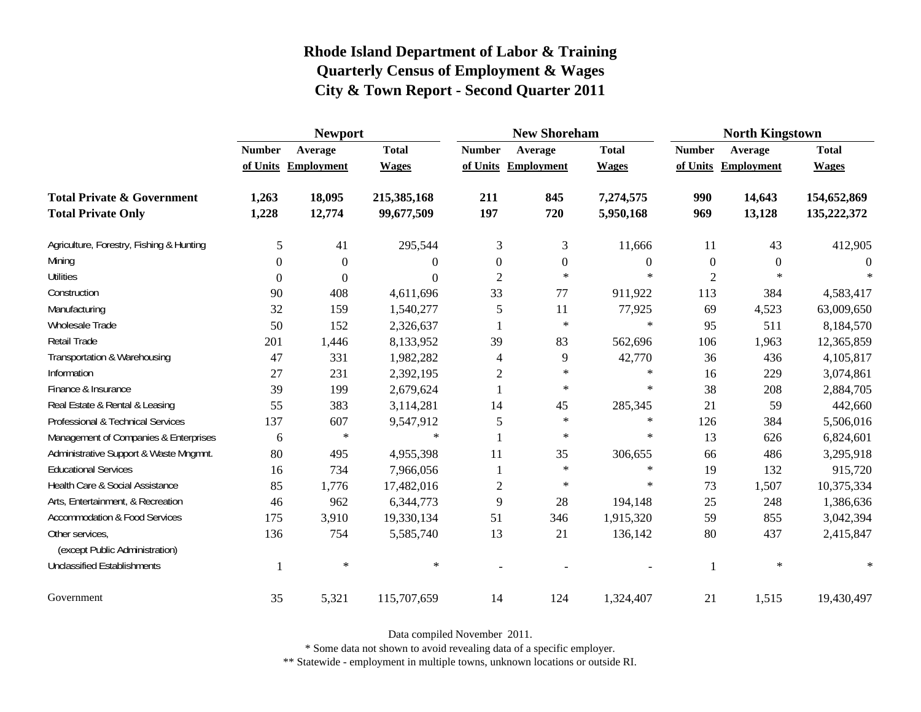# Rhode Island Department of Labor & Training
## Quarterly Census of Employment & Wages
## City & Town Report - Second Quarter 2011

| | Newport | | | New Shoreham | | | North Kingstown | | |
|---|---|---|---|---|---|---|---|---|---|
| | Number of Units | Average Employment | Total Wages | Number of Units | Average Employment | Total Wages | Number of Units | Average Employment | Total Wages |
| **Total Private & Government** | **1,263** | **18,095** | **215,385,168** | **211** | **845** | **7,274,575** | **990** | **14,643** | **154,652,869** |
| **Total Private Only** | **1,228** | **12,774** | **99,677,509** | **197** | **720** | **5,950,168** | **969** | **13,128** | **135,222,372** |
| Agriculture, Forestry, Fishing & Hunting | 5 | 41 | 295,544 | 3 | 3 | 11,666 | 11 | 43 | 412,905 |
| Mining | 0 | 0 | 0 | 0 | 0 | 0 | 0 | 0 | 0 |
| Utilities | 0 | 0 | 0 | 2 | * | * | 2 | * | * |
| Construction | 90 | 408 | 4,611,696 | 33 | 77 | 911,922 | 113 | 384 | 4,583,417 |
| Manufacturing | 32 | 159 | 1,540,277 | 5 | 11 | 77,925 | 69 | 4,523 | 63,009,650 |
| Wholesale Trade | 50 | 152 | 2,326,637 | 1 | * | * | 95 | 511 | 8,184,570 |
| Retail Trade | 201 | 1,446 | 8,133,952 | 39 | 83 | 562,696 | 106 | 1,963 | 12,365,859 |
| Transportation & Warehousing | 47 | 331 | 1,982,282 | 4 | 9 | 42,770 | 36 | 436 | 4,105,817 |
| Information | 27 | 231 | 2,392,195 | 2 | * | * | 16 | 229 | 3,074,861 |
| Finance & Insurance | 39 | 199 | 2,679,624 | 1 | * | * | 38 | 208 | 2,884,705 |
| Real Estate & Rental & Leasing | 55 | 383 | 3,114,281 | 14 | 45 | 285,345 | 21 | 59 | 442,660 |
| Professional & Technical Services | 137 | 607 | 9,547,912 | 5 | * | * | 126 | 384 | 5,506,016 |
| Management of Companies & Enterprises | 6 | * | * | 1 | * | * | 13 | 626 | 6,824,601 |
| Administrative Support & Waste Mngmnt. | 80 | 495 | 4,955,398 | 11 | 35 | 306,655 | 66 | 486 | 3,295,918 |
| Educational Services | 16 | 734 | 7,966,056 | 1 | * | * | 19 | 132 | 915,720 |
| Health Care & Social Assistance | 85 | 1,776 | 17,482,016 | 2 | * | * | 73 | 1,507 | 10,375,334 |
| Arts, Entertainment, & Recreation | 46 | 962 | 6,344,773 | 9 | 28 | 194,148 | 25 | 248 | 1,386,636 |
| Accommodation & Food Services | 175 | 3,910 | 19,330,134 | 51 | 346 | 1,915,320 | 59 | 855 | 3,042,394 |
| Other services, (except Public Administration) | 136 | 754 | 5,585,740 | 13 | 21 | 136,142 | 80 | 437 | 2,415,847 |
| Unclassified Establishments | 1 | * | * | - | - | - | 1 | * | * |
| Government | 35 | 5,321 | 115,707,659 | 14 | 124 | 1,324,407 | 21 | 1,515 | 19,430,497 |

Data compiled November 2011.

* Some data not shown to avoid revealing data of a specific employer.

** Statewide - employment in multiple towns, unknown locations or outside RI.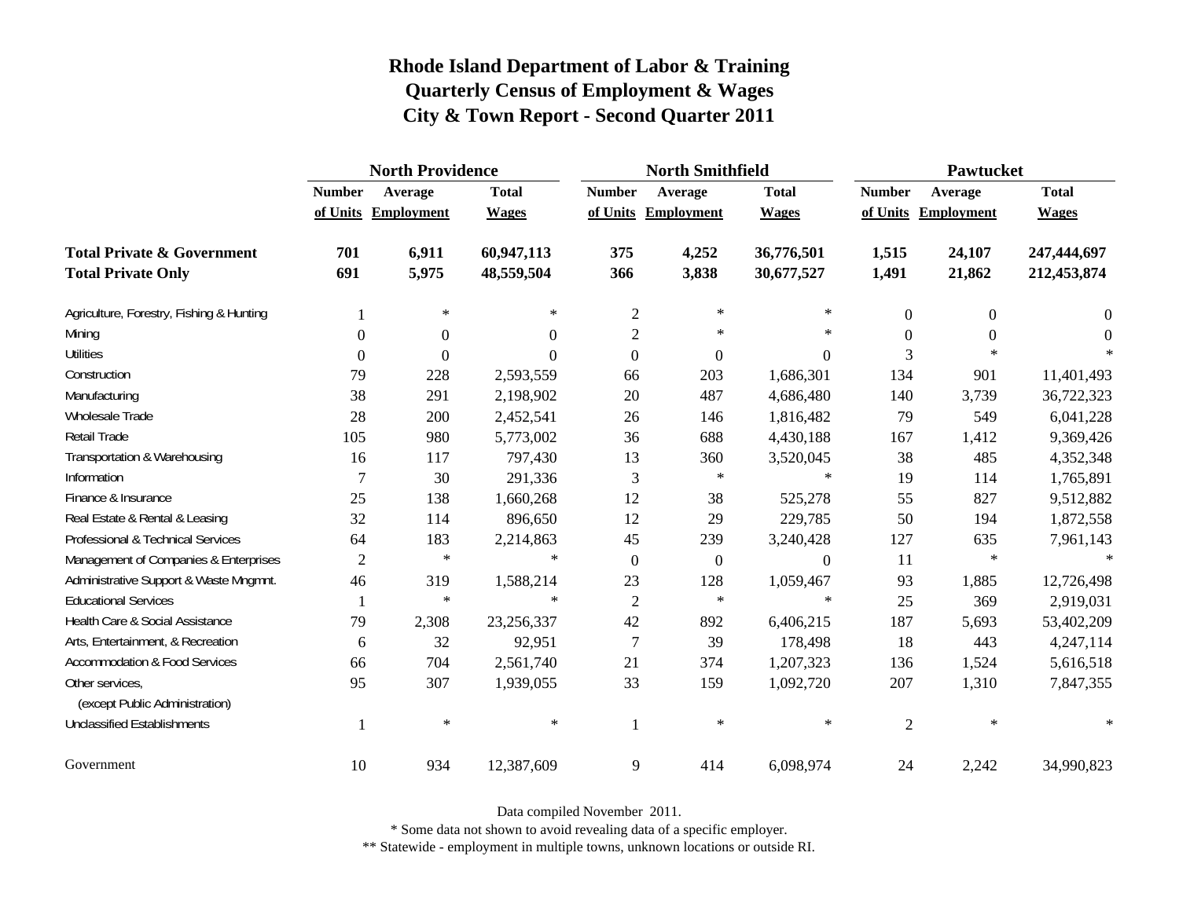**Rhode Island Department of Labor & Training**
**Quarterly Census of Employment & Wages**
**City & Town Report - Second Quarter 2011**

| | North Providence | | | North Smithfield | | | Pawtucket | | |
|---|---|---|---|---|---|---|---|---|---|
| | Number of Units | Average Employment | Total Wages | Number of Units | Average Employment | Total Wages | Number of Units | Average Employment | Total Wages |
| **Total Private & Government** | **701** | **6,911** | **60,947,113** | **375** | **4,252** | **36,776,501** | **1,515** | **24,107** | **247,444,697** |
| **Total Private Only** | **691** | **5,975** | **48,559,504** | **366** | **3,838** | **30,677,527** | **1,491** | **21,862** | **212,453,874** |
| Agriculture, Forestry, Fishing & Hunting | 1 | * | * | 2 | * | * | 0 | 0 | 0 |
| Mining | 0 | 0 | 0 | 2 | * | * | 0 | 0 | 0 |
| Utilities | 0 | 0 | 0 | 0 | 0 | 0 | 3 | * | * |
| Construction | 79 | 228 | 2,593,559 | 66 | 203 | 1,686,301 | 134 | 901 | 11,401,493 |
| Manufacturing | 38 | 291 | 2,198,902 | 20 | 487 | 4,686,480 | 140 | 3,739 | 36,722,323 |
| Wholesale Trade | 28 | 200 | 2,452,541 | 26 | 146 | 1,816,482 | 79 | 549 | 6,041,228 |
| Retail Trade | 105 | 980 | 5,773,002 | 36 | 688 | 4,430,188 | 167 | 1,412 | 9,369,426 |
| Transportation & Warehousing | 16 | 117 | 797,430 | 13 | 360 | 3,520,045 | 38 | 485 | 4,352,348 |
| Information | 7 | 30 | 291,336 | 3 | * | * | 19 | 114 | 1,765,891 |
| Finance & Insurance | 25 | 138 | 1,660,268 | 12 | 38 | 525,278 | 55 | 827 | 9,512,882 |
| Real Estate & Rental & Leasing | 32 | 114 | 896,650 | 12 | 29 | 229,785 | 50 | 194 | 1,872,558 |
| Professional & Technical Services | 64 | 183 | 2,214,863 | 45 | 239 | 3,240,428 | 127 | 635 | 7,961,143 |
| Management of Companies & Enterprises | 2 | * | * | 0 | 0 | 0 | 11 | * | * |
| Administrative Support & Waste Mngmnt. | 46 | 319 | 1,588,214 | 23 | 128 | 1,059,467 | 93 | 1,885 | 12,726,498 |
| Educational Services | 1 | * | * | 2 | * | * | 25 | 369 | 2,919,031 |
| Health Care & Social Assistance | 79 | 2,308 | 23,256,337 | 42 | 892 | 6,406,215 | 187 | 5,693 | 53,402,209 |
| Arts, Entertainment, & Recreation | 6 | 32 | 92,951 | 7 | 39 | 178,498 | 18 | 443 | 4,247,114 |
| Accommodation & Food Services | 66 | 704 | 2,561,740 | 21 | 374 | 1,207,323 | 136 | 1,524 | 5,616,518 |
| Other services, (except Public Administration) | 95 | 307 | 1,939,055 | 33 | 159 | 1,092,720 | 207 | 1,310 | 7,847,355 |
| Unclassified Establishments | 1 | * | * | 1 | * | * | 2 | * | * |
| Government | 10 | 934 | 12,387,609 | 9 | 414 | 6,098,974 | 24 | 2,242 | 34,990,823 |

Data compiled November 2011.

* Some data not shown to avoid revealing data of a specific employer.

** Statewide - employment in multiple towns, unknown locations or outside RI.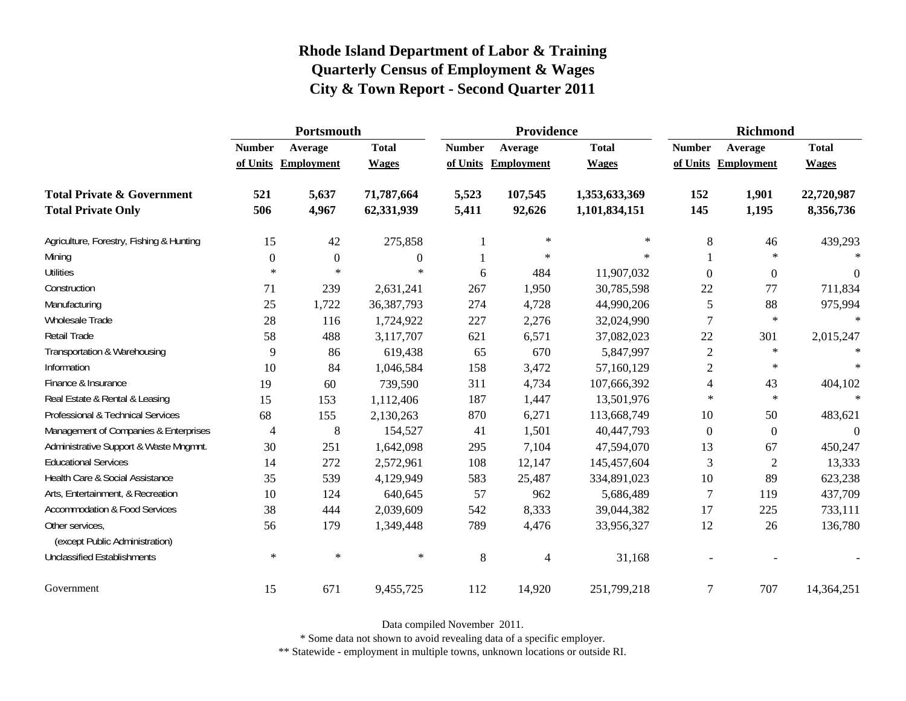# Rhode Island Department of Labor & Training
## Quarterly Census of Employment & Wages
## City & Town Report - Second Quarter 2011

| | Portsmouth | | | Providence | | | Richmond | | |
|---|---|---|---|---|---|---|---|---|---|
| | Number of Units | Average Employment | Total Wages | Number of Units | Average Employment | Total Wages | Number of Units | Average Employment | Total Wages |
| **Total Private & Government** | **521** | **5,637** | **71,787,664** | **5,523** | **107,545** | **1,353,633,369** | **152** | **1,901** | **22,720,987** |
| **Total Private Only** | **506** | **4,967** | **62,331,939** | **5,411** | **92,626** | **1,101,834,151** | **145** | **1,195** | **8,356,736** |
| Agriculture, Forestry, Fishing & Hunting | 15 | 42 | 275,858 | 1 | * | * | 8 | 46 | 439,293 |
| Mining | 0 | 0 | 0 | 1 | * | * | 1 | * | * |
| Utilities | * | * | * | 6 | 484 | 11,907,032 | 0 | 0 | 0 |
| Construction | 71 | 239 | 2,631,241 | 267 | 1,950 | 30,785,598 | 22 | 77 | 711,834 |
| Manufacturing | 25 | 1,722 | 36,387,793 | 274 | 4,728 | 44,990,206 | 5 | 88 | 975,994 |
| Wholesale Trade | 28 | 116 | 1,724,922 | 227 | 2,276 | 32,024,990 | 7 | * | * |
| Retail Trade | 58 | 488 | 3,117,707 | 621 | 6,571 | 37,082,023 | 22 | 301 | 2,015,247 |
| Transportation & Warehousing | 9 | 86 | 619,438 | 65 | 670 | 5,847,997 | 2 | * | * |
| Information | 10 | 84 | 1,046,584 | 158 | 3,472 | 57,160,129 | 2 | * | * |
| Finance & Insurance | 19 | 60 | 739,590 | 311 | 4,734 | 107,666,392 | 4 | 43 | 404,102 |
| Real Estate & Rental & Leasing | 15 | 153 | 1,112,406 | 187 | 1,447 | 13,501,976 | * | * | * |
| Professional & Technical Services | 68 | 155 | 2,130,263 | 870 | 6,271 | 113,668,749 | 10 | 50 | 483,621 |
| Management of Companies & Enterprises | 4 | 8 | 154,527 | 41 | 1,501 | 40,447,793 | 0 | 0 | 0 |
| Administrative Support & Waste Mngmnt. | 30 | 251 | 1,642,098 | 295 | 7,104 | 47,594,070 | 13 | 67 | 450,247 |
| Educational Services | 14 | 272 | 2,572,961 | 108 | 12,147 | 145,457,604 | 3 | 2 | 13,333 |
| Health Care & Social Assistance | 35 | 539 | 4,129,949 | 583 | 25,487 | 334,891,023 | 10 | 89 | 623,238 |
| Arts, Entertainment, & Recreation | 10 | 124 | 640,645 | 57 | 962 | 5,686,489 | 7 | 119 | 437,709 |
| Accommodation & Food Services | 38 | 444 | 2,039,609 | 542 | 8,333 | 39,044,382 | 17 | 225 | 733,111 |
| Other services, (except Public Administration) | 56 | 179 | 1,349,448 | 789 | 4,476 | 33,956,327 | 12 | 26 | 136,780 |
| Unclassified Establishments | * | * | * | 8 | 4 | 31,168 | - | - | - |
| Government | 15 | 671 | 9,455,725 | 112 | 14,920 | 251,799,218 | 7 | 707 | 14,364,251 |

Data compiled November 2011.

* Some data not shown to avoid revealing data of a specific employer.

** Statewide - employment in multiple towns, unknown locations or outside RI.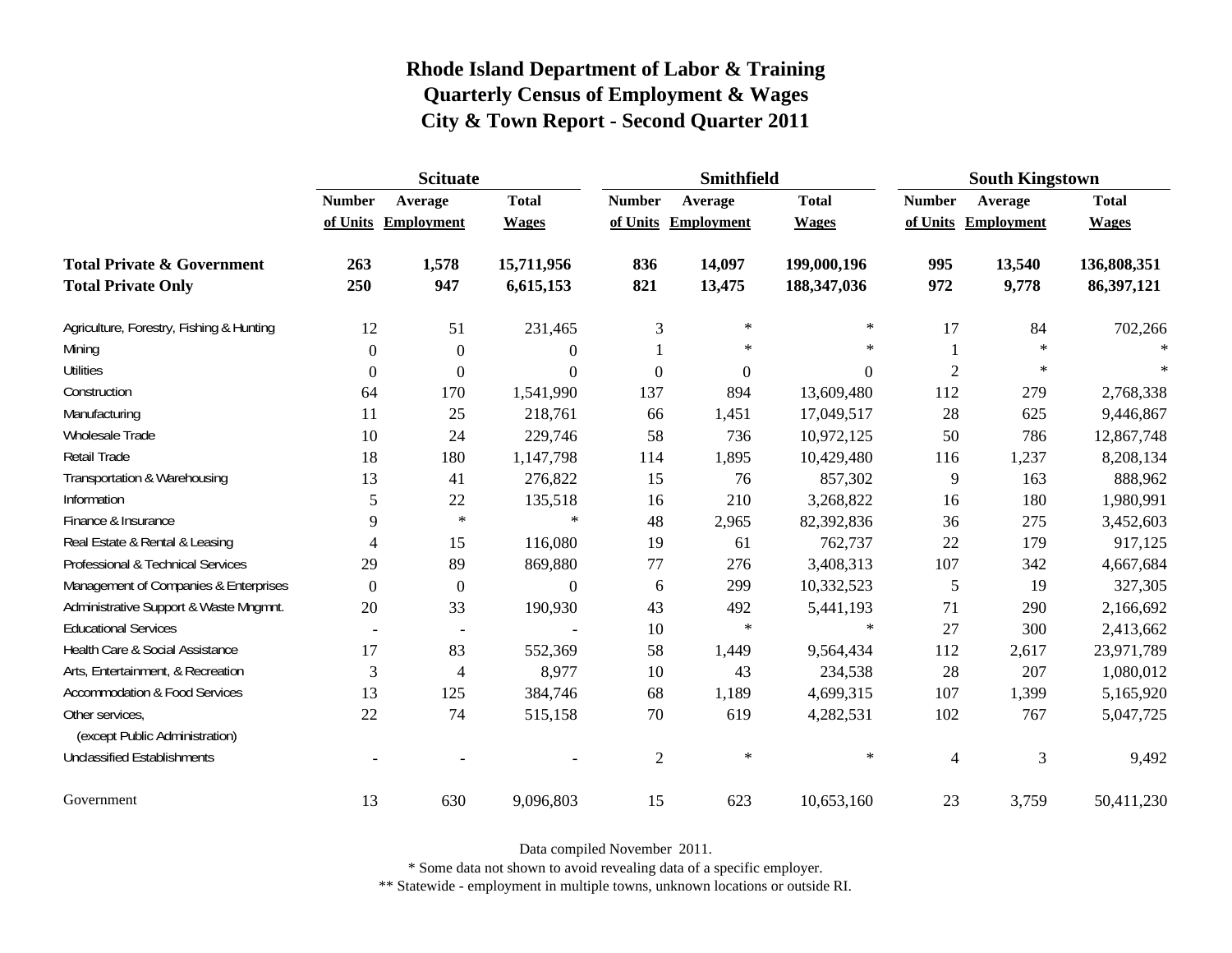# Rhode Island Department of Labor & Training
## Quarterly Census of Employment & Wages
## City & Town Report - Second Quarter 2011

| | Scituate | | | Smithfield | | | South Kingstown | | |
|---|---|---|---|---|---|---|---|---|---|
| | Number of Units | Average Employment | Total Wages | Number of Units | Average Employment | Total Wages | Number of Units | Average Employment | Total Wages |
| **Total Private & Government** | **263** | **1,578** | **15,711,956** | **836** | **14,097** | **199,000,196** | **995** | **13,540** | **136,808,351** |
| **Total Private Only** | **250** | **947** | **6,615,153** | **821** | **13,475** | **188,347,036** | **972** | **9,778** | **86,397,121** |
| Agriculture, Forestry, Fishing & Hunting | 12 | 51 | 231,465 | 3 | * | * | 17 | 84 | 702,266 |
| Mining | 0 | 0 | 0 | 1 | * | * | 1 | * | * |
| Utilities | 0 | 0 | 0 | 0 | 0 | 0 | 2 | * | * |
| Construction | 64 | 170 | 1,541,990 | 137 | 894 | 13,609,480 | 112 | 279 | 2,768,338 |
| Manufacturing | 11 | 25 | 218,761 | 66 | 1,451 | 17,049,517 | 28 | 625 | 9,446,867 |
| Wholesale Trade | 10 | 24 | 229,746 | 58 | 736 | 10,972,125 | 50 | 786 | 12,867,748 |
| Retail Trade | 18 | 180 | 1,147,798 | 114 | 1,895 | 10,429,480 | 116 | 1,237 | 8,208,134 |
| Transportation & Warehousing | 13 | 41 | 276,822 | 15 | 76 | 857,302 | 9 | 163 | 888,962 |
| Information | 5 | 22 | 135,518 | 16 | 210 | 3,268,822 | 16 | 180 | 1,980,991 |
| Finance & Insurance | 9 | * | * | 48 | 2,965 | 82,392,836 | 36 | 275 | 3,452,603 |
| Real Estate & Rental & Leasing | 4 | 15 | 116,080 | 19 | 61 | 762,737 | 22 | 179 | 917,125 |
| Professional & Technical Services | 29 | 89 | 869,880 | 77 | 276 | 3,408,313 | 107 | 342 | 4,667,684 |
| Management of Companies & Enterprises | 0 | 0 | 0 | 6 | 299 | 10,332,523 | 5 | 19 | 327,305 |
| Administrative Support & Waste Mngmnt. | 20 | 33 | 190,930 | 43 | 492 | 5,441,193 | 71 | 290 | 2,166,692 |
| Educational Services | - | - | - | 10 | * | * | 27 | 300 | 2,413,662 |
| Health Care & Social Assistance | 17 | 83 | 552,369 | 58 | 1,449 | 9,564,434 | 112 | 2,617 | 23,971,789 |
| Arts, Entertainment, & Recreation | 3 | 4 | 8,977 | 10 | 43 | 234,538 | 28 | 207 | 1,080,012 |
| Accommodation & Food Services | 13 | 125 | 384,746 | 68 | 1,189 | 4,699,315 | 107 | 1,399 | 5,165,920 |
| Other services, (except Public Administration) | 22 | 74 | 515,158 | 70 | 619 | 4,282,531 | 102 | 767 | 5,047,725 |
| Unclassified Establishments | - | - | - | 2 | * | * | 4 | 3 | 9,492 |
| Government | 13 | 630 | 9,096,803 | 15 | 623 | 10,653,160 | 23 | 3,759 | 50,411,230 |

Data compiled November 2011.

* Some data not shown to avoid revealing data of a specific employer.

** Statewide - employment in multiple towns, unknown locations or outside RI.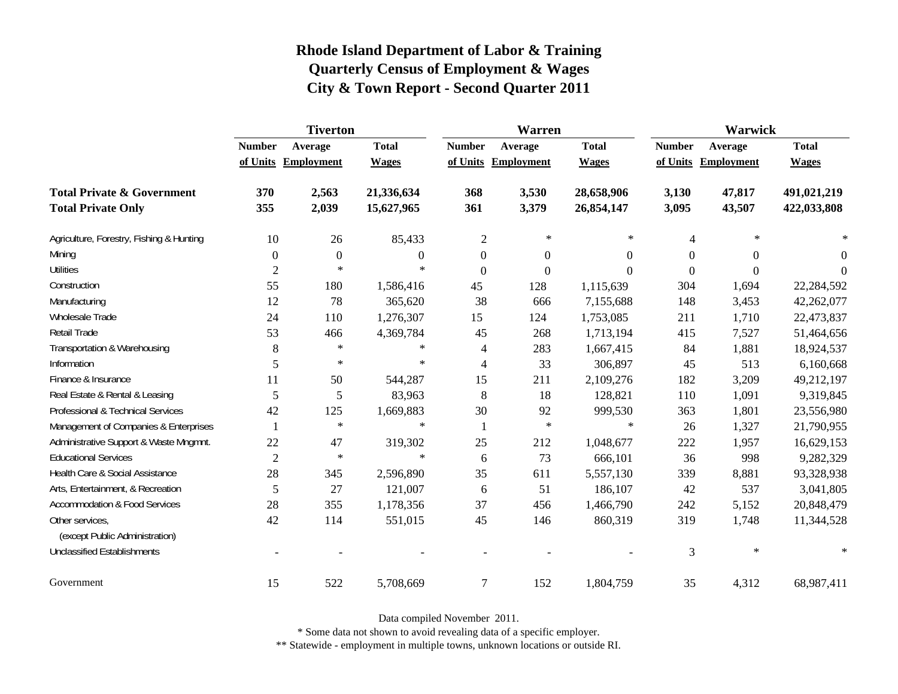# Rhode Island Department of Labor & Training
## Quarterly Census of Employment & Wages
## City & Town Report - Second Quarter 2011

| | Tiverton | | | Warren | | | Warwick | | |
|---|---|---|---|---|---|---|---|---|---|
| | Number of Units | Average Employment | Total Wages | Number of Units | Average Employment | Total Wages | Number of Units | Average Employment | Total Wages |
| **Total Private & Government** | **370** | **2,563** | **21,336,634** | **368** | **3,530** | **28,658,906** | **3,130** | **47,817** | **491,021,219** |
| **Total Private Only** | **355** | **2,039** | **15,627,965** | **361** | **3,379** | **26,854,147** | **3,095** | **43,507** | **422,033,808** |
| Agriculture, Forestry, Fishing & Hunting | 10 | 26 | 85,433 | 2 | * | * | 4 | * | * |
| Mining | 0 | 0 | 0 | 0 | 0 | 0 | 0 | 0 | 0 |
| Utilities | 2 | * | * | 0 | 0 | 0 | 0 | 0 | 0 |
| Construction | 55 | 180 | 1,586,416 | 45 | 128 | 1,115,639 | 304 | 1,694 | 22,284,592 |
| Manufacturing | 12 | 78 | 365,620 | 38 | 666 | 7,155,688 | 148 | 3,453 | 42,262,077 |
| Wholesale Trade | 24 | 110 | 1,276,307 | 15 | 124 | 1,753,085 | 211 | 1,710 | 22,473,837 |
| Retail Trade | 53 | 466 | 4,369,784 | 45 | 268 | 1,713,194 | 415 | 7,527 | 51,464,656 |
| Transportation & Warehousing | 8 | * | * | 4 | 283 | 1,667,415 | 84 | 1,881 | 18,924,537 |
| Information | 5 | * | * | 4 | 33 | 306,897 | 45 | 513 | 6,160,668 |
| Finance & Insurance | 11 | 50 | 544,287 | 15 | 211 | 2,109,276 | 182 | 3,209 | 49,212,197 |
| Real Estate & Rental & Leasing | 5 | 5 | 83,963 | 8 | 18 | 128,821 | 110 | 1,091 | 9,319,845 |
| Professional & Technical Services | 42 | 125 | 1,669,883 | 30 | 92 | 999,530 | 363 | 1,801 | 23,556,980 |
| Management of Companies & Enterprises | 1 | * | * | 1 | * | * | 26 | 1,327 | 21,790,955 |
| Administrative Support & Waste Mngmnt. | 22 | 47 | 319,302 | 25 | 212 | 1,048,677 | 222 | 1,957 | 16,629,153 |
| Educational Services | 2 | * | * | 6 | 73 | 666,101 | 36 | 998 | 9,282,329 |
| Health Care & Social Assistance | 28 | 345 | 2,596,890 | 35 | 611 | 5,557,130 | 339 | 8,881 | 93,328,938 |
| Arts, Entertainment, & Recreation | 5 | 27 | 121,007 | 6 | 51 | 186,107 | 42 | 537 | 3,041,805 |
| Accommodation & Food Services | 28 | 355 | 1,178,356 | 37 | 456 | 1,466,790 | 242 | 5,152 | 20,848,479 |
| Other services, (except Public Administration) | 42 | 114 | 551,015 | 45 | 146 | 860,319 | 319 | 1,748 | 11,344,528 |
| Unclassified Establishments | - | - | - | - | - | - | 3 | * | * |
| Government | 15 | 522 | 5,708,669 | 7 | 152 | 1,804,759 | 35 | 4,312 | 68,987,411 |

Data compiled November 2011.

* Some data not shown to avoid revealing data of a specific employer.

** Statewide - employment in multiple towns, unknown locations or outside RI.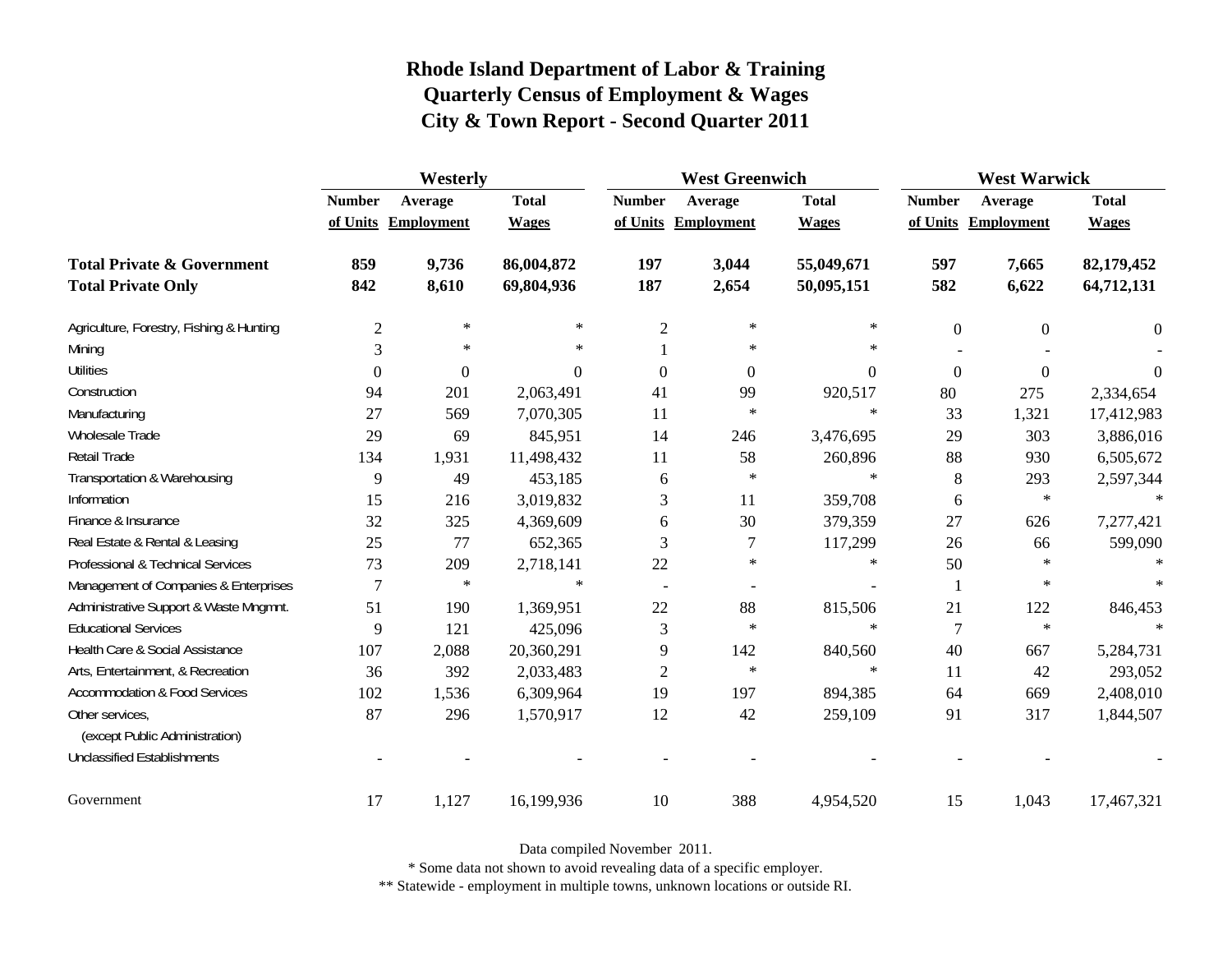# Rhode Island Department of Labor & Training
## Quarterly Census of Employment & Wages
## City & Town Report - Second Quarter 2011

| | Westerly | | | West Greenwich | | | West Warwick | | |
|---|---|---|---|---|---|---|---|---|---|
| | Number of Units | Average Employment | Total Wages | Number of Units | Average Employment | Total Wages | Number of Units | Average Employment | Total Wages |
| **Total Private & Government** | **859** | **9,736** | **86,004,872** | **197** | **3,044** | **55,049,671** | **597** | **7,665** | **82,179,452** |
| **Total Private Only** | **842** | **8,610** | **69,804,936** | **187** | **2,654** | **50,095,151** | **582** | **6,622** | **64,712,131** |
| Agriculture, Forestry, Fishing & Hunting | 2 | * | * | 2 | * | * | 0 | 0 | 0 |
| Mining | 3 | * | * | 1 | * | * | - | - | - |
| Utilities | 0 | 0 | 0 | 0 | 0 | 0 | 0 | 0 | 0 |
| Construction | 94 | 201 | 2,063,491 | 41 | 99 | 920,517 | 80 | 275 | 2,334,654 |
| Manufacturing | 27 | 569 | 7,070,305 | 11 | * | * | 33 | 1,321 | 17,412,983 |
| Wholesale Trade | 29 | 69 | 845,951 | 14 | 246 | 3,476,695 | 29 | 303 | 3,886,016 |
| Retail Trade | 134 | 1,931 | 11,498,432 | 11 | 58 | 260,896 | 88 | 930 | 6,505,672 |
| Transportation & Warehousing | 9 | 49 | 453,185 | 6 | * | * | 8 | 293 | 2,597,344 |
| Information | 15 | 216 | 3,019,832 | 3 | 11 | 359,708 | 6 | * | * |
| Finance & Insurance | 32 | 325 | 4,369,609 | 6 | 30 | 379,359 | 27 | 626 | 7,277,421 |
| Real Estate & Rental & Leasing | 25 | 77 | 652,365 | 3 | 7 | 117,299 | 26 | 66 | 599,090 |
| Professional & Technical Services | 73 | 209 | 2,718,141 | 22 | * | * | 50 | * | * |
| Management of Companies & Enterprises | 7 | * | * | - | - | - | 1 | * | * |
| Administrative Support & Waste Mngmnt. | 51 | 190 | 1,369,951 | 22 | 88 | 815,506 | 21 | 122 | 846,453 |
| Educational Services | 9 | 121 | 425,096 | 3 | * | * | 7 | * | * |
| Health Care & Social Assistance | 107 | 2,088 | 20,360,291 | 9 | 142 | 840,560 | 40 | 667 | 5,284,731 |
| Arts, Entertainment, & Recreation | 36 | 392 | 2,033,483 | 2 | * | * | 11 | 42 | 293,052 |
| Accommodation & Food Services | 102 | 1,536 | 6,309,964 | 19 | 197 | 894,385 | 64 | 669 | 2,408,010 |
| Other services, (except Public Administration) | 87 | 296 | 1,570,917 | 12 | 42 | 259,109 | 91 | 317 | 1,844,507 |
| Unclassified Establishments | - | - | - | - | - | - | - | - | - |
| Government | 17 | 1,127 | 16,199,936 | 10 | 388 | 4,954,520 | 15 | 1,043 | 17,467,321 |

Data compiled November 2011.

* Some data not shown to avoid revealing data of a specific employer.

** Statewide - employment in multiple towns, unknown locations or outside RI.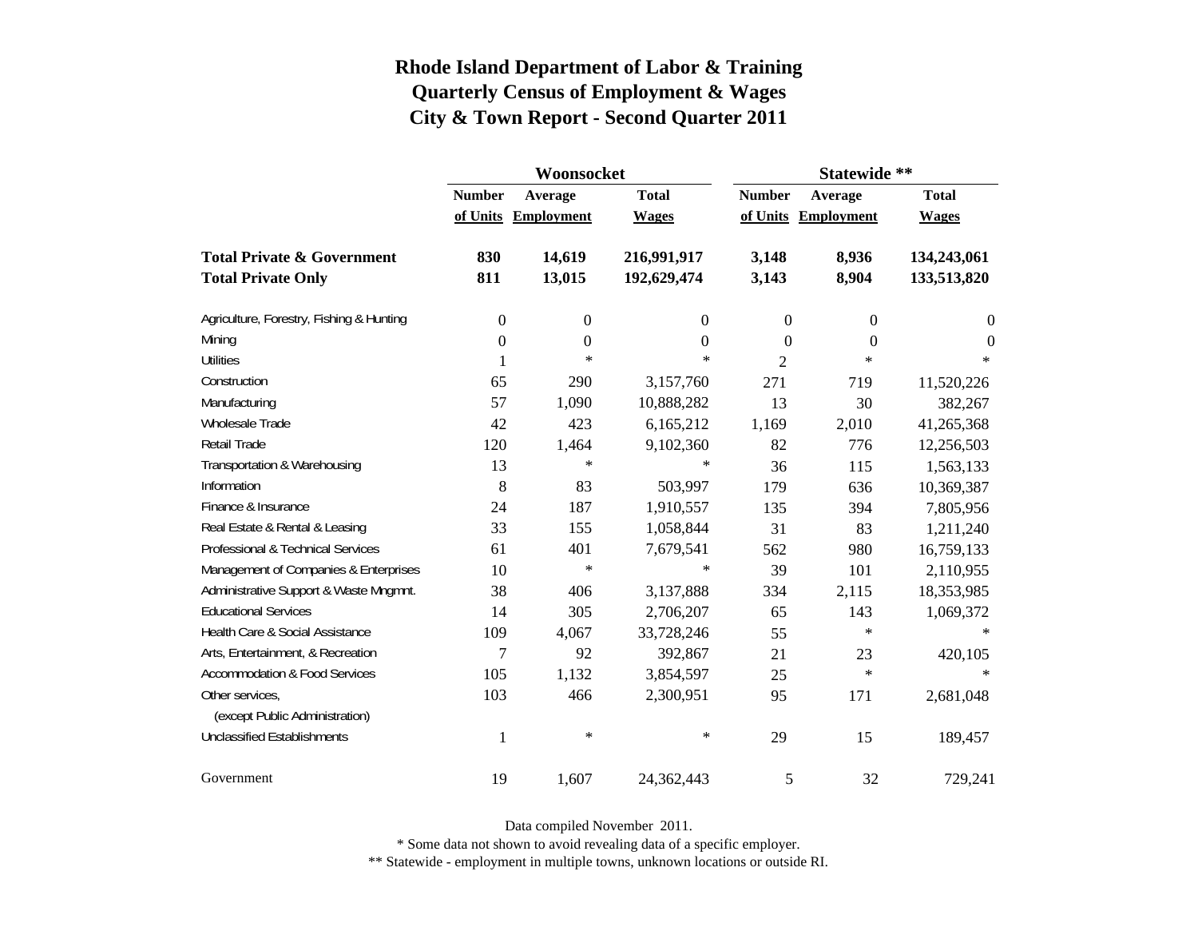**Rhode Island Department of Labor & Training**
**Quarterly Census of Employment & Wages**
**City & Town Report - Second Quarter 2011**

| | Woonsocket | | | Statewide ** | | |
|---|---|---|---|---|---|---|
| | Number of Units | Average Employment | Total Wages | Number of Units | Average Employment | Total Wages |
| **Total Private & Government** | **830** | **14,619** | **216,991,917** | **3,148** | **8,936** | **134,243,061** |
| **Total Private Only** | **811** | **13,015** | **192,629,474** | **3,143** | **8,904** | **133,513,820** |
| Agriculture, Forestry, Fishing & Hunting | 0 | 0 | 0 | 0 | 0 | 0 |
| Mining | 0 | 0 | 0 | 0 | 0 | 0 |
| Utilities | 1 | * | * | 2 | * | * |
| Construction | 65 | 290 | 3,157,760 | 271 | 719 | 11,520,226 |
| Manufacturing | 57 | 1,090 | 10,888,282 | 13 | 30 | 382,267 |
| Wholesale Trade | 42 | 423 | 6,165,212 | 1,169 | 2,010 | 41,265,368 |
| Retail Trade | 120 | 1,464 | 9,102,360 | 82 | 776 | 12,256,503 |
| Transportation & Warehousing | 13 | * | * | 36 | 115 | 1,563,133 |
| Information | 8 | 83 | 503,997 | 179 | 636 | 10,369,387 |
| Finance & Insurance | 24 | 187 | 1,910,557 | 135 | 394 | 7,805,956 |
| Real Estate & Rental & Leasing | 33 | 155 | 1,058,844 | 31 | 83 | 1,211,240 |
| Professional & Technical Services | 61 | 401 | 7,679,541 | 562 | 980 | 16,759,133 |
| Management of Companies & Enterprises | 10 | * | * | 39 | 101 | 2,110,955 |
| Administrative Support & Waste Mngmnt. | 38 | 406 | 3,137,888 | 334 | 2,115 | 18,353,985 |
| Educational Services | 14 | 305 | 2,706,207 | 65 | 143 | 1,069,372 |
| Health Care & Social Assistance | 109 | 4,067 | 33,728,246 | 55 | * | * |
| Arts, Entertainment, & Recreation | 7 | 92 | 392,867 | 21 | 23 | 420,105 |
| Accommodation & Food Services | 105 | 1,132 | 3,854,597 | 25 | * | * |
| Other services, (except Public Administration) | 103 | 466 | 2,300,951 | 95 | 171 | 2,681,048 |
| Unclassified Establishments | 1 | * | * | 29 | 15 | 189,457 |
| Government | 19 | 1,607 | 24,362,443 | 5 | 32 | 729,241 |

Data compiled November 2011.
* Some data not shown to avoid revealing data of a specific employer.
** Statewide - employment in multiple towns, unknown locations or outside RI.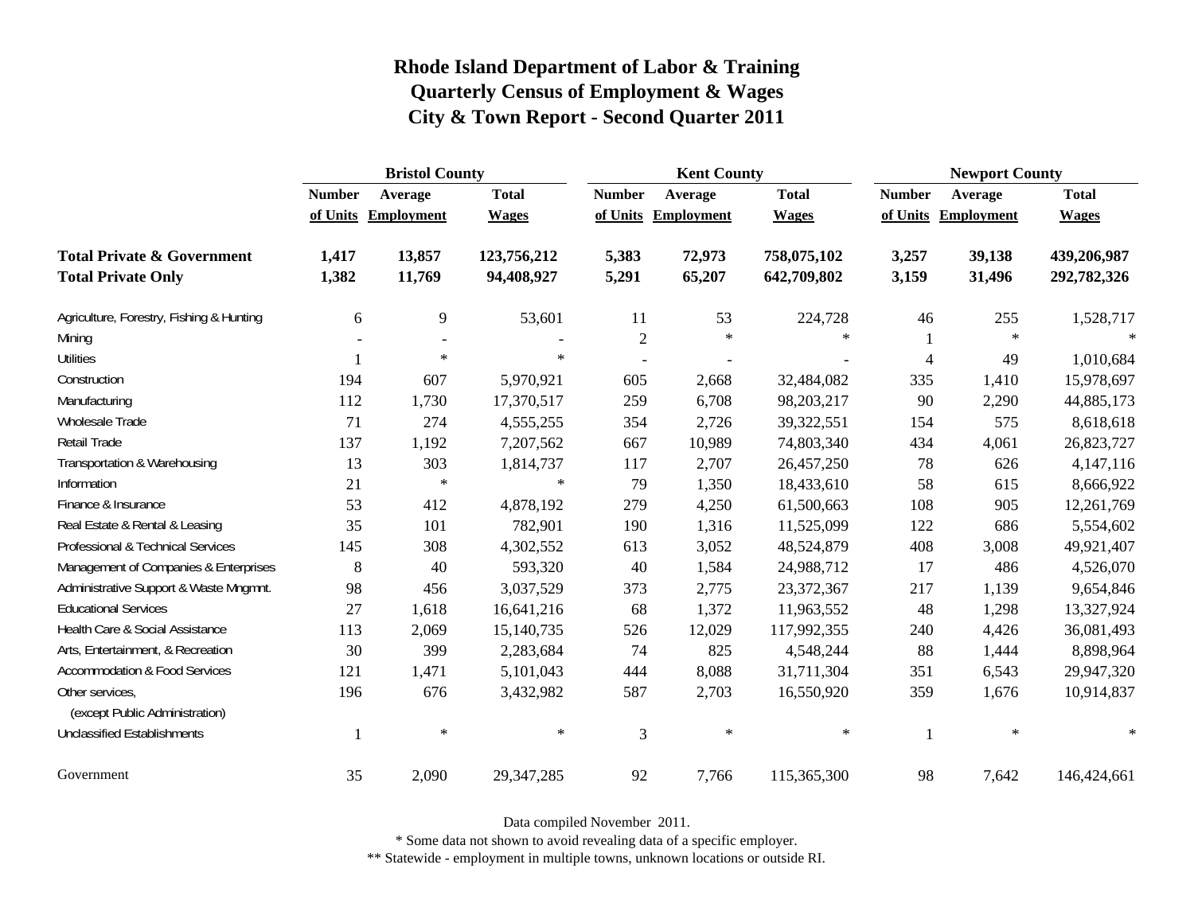# Rhode Island Department of Labor & Training
## Quarterly Census of Employment & Wages
## City & Town Report - Second Quarter 2011

| | Bristol County | | | Kent County | | | Newport County | | |
|---|---|---|---|---|---|---|---|---|---|
| | Number of Units | Average Employment | Total Wages | Number of Units | Average Employment | Total Wages | Number of Units | Average Employment | Total Wages |
| **Total Private & Government** | **1,417** | **13,857** | **123,756,212** | **5,383** | **72,973** | **758,075,102** | **3,257** | **39,138** | **439,206,987** |
| **Total Private Only** | **1,382** | **11,769** | **94,408,927** | **5,291** | **65,207** | **642,709,802** | **3,159** | **31,496** | **292,782,326** |
| Agriculture, Forestry, Fishing & Hunting | 6 | 9 | 53,601 | 11 | 53 | 224,728 | 46 | 255 | 1,528,717 |
| Mining | - | - | - | 2 | * | * | 1 | * | * |
| Utilities | 1 | * | * | - | - | - | 4 | 49 | 1,010,684 |
| Construction | 194 | 607 | 5,970,921 | 605 | 2,668 | 32,484,082 | 335 | 1,410 | 15,978,697 |
| Manufacturing | 112 | 1,730 | 17,370,517 | 259 | 6,708 | 98,203,217 | 90 | 2,290 | 44,885,173 |
| Wholesale Trade | 71 | 274 | 4,555,255 | 354 | 2,726 | 39,322,551 | 154 | 575 | 8,618,618 |
| Retail Trade | 137 | 1,192 | 7,207,562 | 667 | 10,989 | 74,803,340 | 434 | 4,061 | 26,823,727 |
| Transportation & Warehousing | 13 | 303 | 1,814,737 | 117 | 2,707 | 26,457,250 | 78 | 626 | 4,147,116 |
| Information | 21 | * | * | 79 | 1,350 | 18,433,610 | 58 | 615 | 8,666,922 |
| Finance & Insurance | 53 | 412 | 4,878,192 | 279 | 4,250 | 61,500,663 | 108 | 905 | 12,261,769 |
| Real Estate & Rental & Leasing | 35 | 101 | 782,901 | 190 | 1,316 | 11,525,099 | 122 | 686 | 5,554,602 |
| Professional & Technical Services | 145 | 308 | 4,302,552 | 613 | 3,052 | 48,524,879 | 408 | 3,008 | 49,921,407 |
| Management of Companies & Enterprises | 8 | 40 | 593,320 | 40 | 1,584 | 24,988,712 | 17 | 486 | 4,526,070 |
| Administrative Support & Waste Mngmnt. | 98 | 456 | 3,037,529 | 373 | 2,775 | 23,372,367 | 217 | 1,139 | 9,654,846 |
| Educational Services | 27 | 1,618 | 16,641,216 | 68 | 1,372 | 11,963,552 | 48 | 1,298 | 13,327,924 |
| Health Care & Social Assistance | 113 | 2,069 | 15,140,735 | 526 | 12,029 | 117,992,355 | 240 | 4,426 | 36,081,493 |
| Arts, Entertainment, & Recreation | 30 | 399 | 2,283,684 | 74 | 825 | 4,548,244 | 88 | 1,444 | 8,898,964 |
| Accommodation & Food Services | 121 | 1,471 | 5,101,043 | 444 | 8,088 | 31,711,304 | 351 | 6,543 | 29,947,320 |
| Other services, (except Public Administration) | 196 | 676 | 3,432,982 | 587 | 2,703 | 16,550,920 | 359 | 1,676 | 10,914,837 |
| Unclassified Establishments | 1 | * | * | 3 | * | * | 1 | * | * |
| Government | 35 | 2,090 | 29,347,285 | 92 | 7,766 | 115,365,300 | 98 | 7,642 | 146,424,661 |

Data compiled November 2011.

* Some data not shown to avoid revealing data of a specific employer.

** Statewide - employment in multiple towns, unknown locations or outside RI.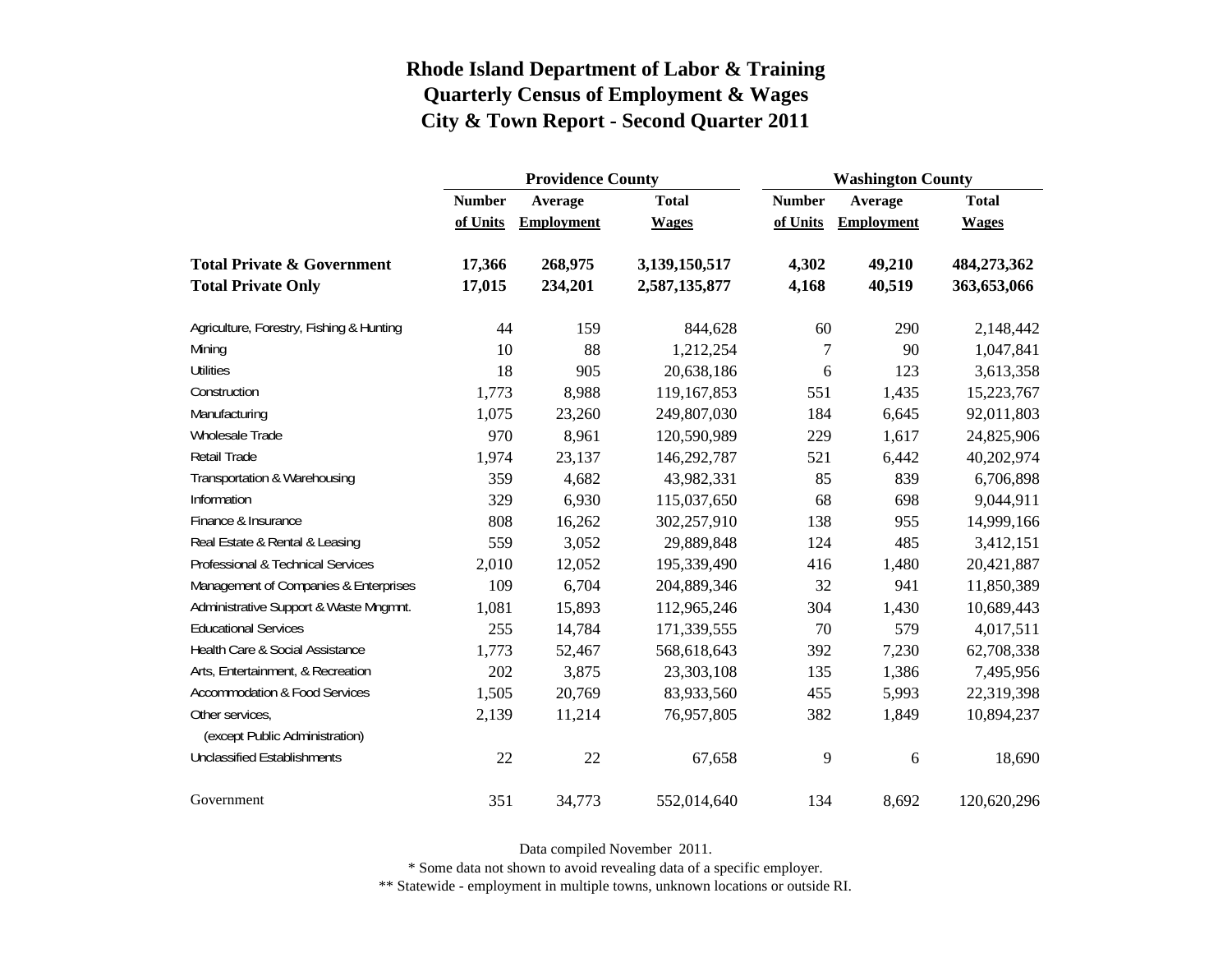# Rhode Island Department of Labor & Training
## Quarterly Census of Employment & Wages
## City & Town Report - Second Quarter 2011

| | Providence County | | | Washington County | | |
|---|---|---|---|---|---|---|
| | Number of Units | Average Employment | Total Wages | Number of Units | Average Employment | Total Wages |
| **Total Private & Government** | **17,366** | **268,975** | **3,139,150,517** | **4,302** | **49,210** | **484,273,362** |
| **Total Private Only** | **17,015** | **234,201** | **2,587,135,877** | **4,168** | **40,519** | **363,653,066** |
| Agriculture, Forestry, Fishing & Hunting | 44 | 159 | 844,628 | 60 | 290 | 2,148,442 |
| Mining | 10 | 88 | 1,212,254 | 7 | 90 | 1,047,841 |
| Utilities | 18 | 905 | 20,638,186 | 6 | 123 | 3,613,358 |
| Construction | 1,773 | 8,988 | 119,167,853 | 551 | 1,435 | 15,223,767 |
| Manufacturing | 1,075 | 23,260 | 249,807,030 | 184 | 6,645 | 92,011,803 |
| Wholesale Trade | 970 | 8,961 | 120,590,989 | 229 | 1,617 | 24,825,906 |
| Retail Trade | 1,974 | 23,137 | 146,292,787 | 521 | 6,442 | 40,202,974 |
| Transportation & Warehousing | 359 | 4,682 | 43,982,331 | 85 | 839 | 6,706,898 |
| Information | 329 | 6,930 | 115,037,650 | 68 | 698 | 9,044,911 |
| Finance & Insurance | 808 | 16,262 | 302,257,910 | 138 | 955 | 14,999,166 |
| Real Estate & Rental & Leasing | 559 | 3,052 | 29,889,848 | 124 | 485 | 3,412,151 |
| Professional & Technical Services | 2,010 | 12,052 | 195,339,490 | 416 | 1,480 | 20,421,887 |
| Management of Companies & Enterprises | 109 | 6,704 | 204,889,346 | 32 | 941 | 11,850,389 |
| Administrative Support & Waste Mngmnt. | 1,081 | 15,893 | 112,965,246 | 304 | 1,430 | 10,689,443 |
| Educational Services | 255 | 14,784 | 171,339,555 | 70 | 579 | 4,017,511 |
| Health Care & Social Assistance | 1,773 | 52,467 | 568,618,643 | 392 | 7,230 | 62,708,338 |
| Arts, Entertainment, & Recreation | 202 | 3,875 | 23,303,108 | 135 | 1,386 | 7,495,956 |
| Accommodation & Food Services | 1,505 | 20,769 | 83,933,560 | 455 | 5,993 | 22,319,398 |
| Other services, (except Public Administration) | 2,139 | 11,214 | 76,957,805 | 382 | 1,849 | 10,894,237 |
| Unclassified Establishments | 22 | 22 | 67,658 | 9 | 6 | 18,690 |
| Government | 351 | 34,773 | 552,014,640 | 134 | 8,692 | 120,620,296 |

Data compiled November 2011.

\* Some data not shown to avoid revealing data of a specific employer.

\*\* Statewide - employment in multiple towns, unknown locations or outside RI.